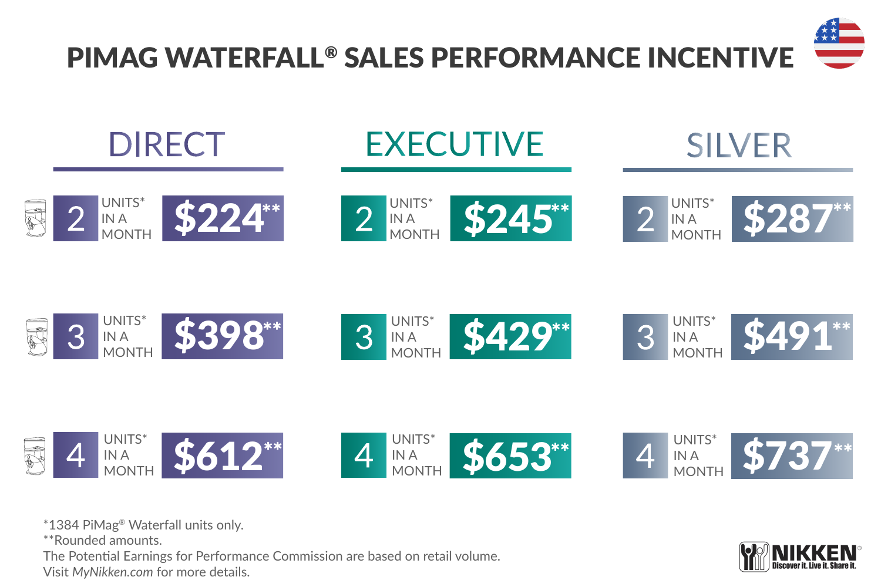# PIMAG WATERFALL® SALES PERFORMANCE INCENTIVE

| Units* in a Month | DIRECT | EXECUTIVE | SILVER |
|---|---|---|---|
| 2 UNITS* IN A MONTH | $224** | $245** | $287** |
| 3 UNITS* IN A MONTH | $398** | $429** | $491** |
| 4 UNITS* IN A MONTH | $612** | $653** | $737** |

*1384 PiMag® Waterfall units only.
**Rounded amounts.
The Potential Earnings for Performance Commission are based on retail volume.
Visit *MyNikken.com* for more details.

NIKKEN®
Discover it. Live it. Share it.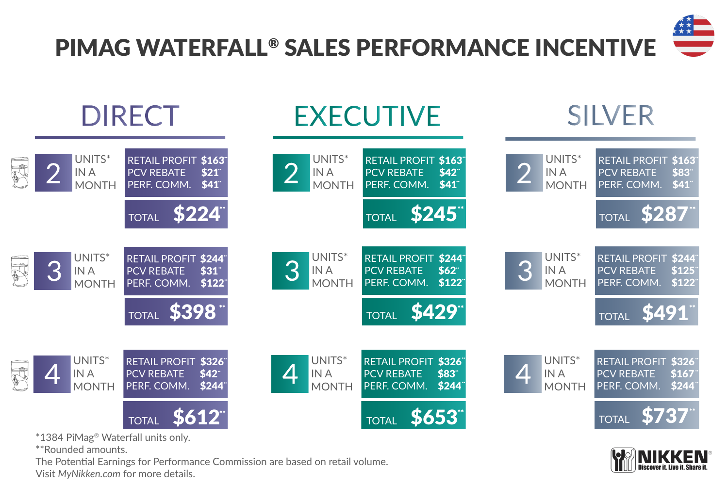# PIMAG WATERFALL® SALES PERFORMANCE INCENTIVE

## DIRECT

| UNITS* IN A MONTH | RETAIL PROFIT | PCV REBATE | PERF. COMM. | TOTAL |
|---|---|---|---|---|
| 2 | $163** | $21** | $41** | $224** |
| 3 | $244** | $31** | $122** | $398** |
| 4 | $326** | $42** | $244** | $612** |

## EXECUTIVE

| UNITS* IN A MONTH | RETAIL PROFIT | PCV REBATE | PERF. COMM. | TOTAL |
|---|---|---|---|---|
| 2 | $163** | $42** | $41** | $245** |
| 3 | $244** | $62** | $122** | $429** |
| 4 | $326** | $83** | $244** | $653** |

## SILVER

| UNITS* IN A MONTH | RETAIL PROFIT | PCV REBATE | PERF. COMM. | TOTAL |
|---|---|---|---|---|
| 2 | $163** | $83** | $41** | $287** |
| 3 | $244** | $125** | $122** | $491** |
| 4 | $326** | $167** | $244** | $737** |

*1384 PiMag® Waterfall units only.
**Rounded amounts.
The Potential Earnings for Performance Commission are based on retail volume.
Visit *MyNikken.com* for more details.

NIKKEN® Discover it. Live it. Share it.